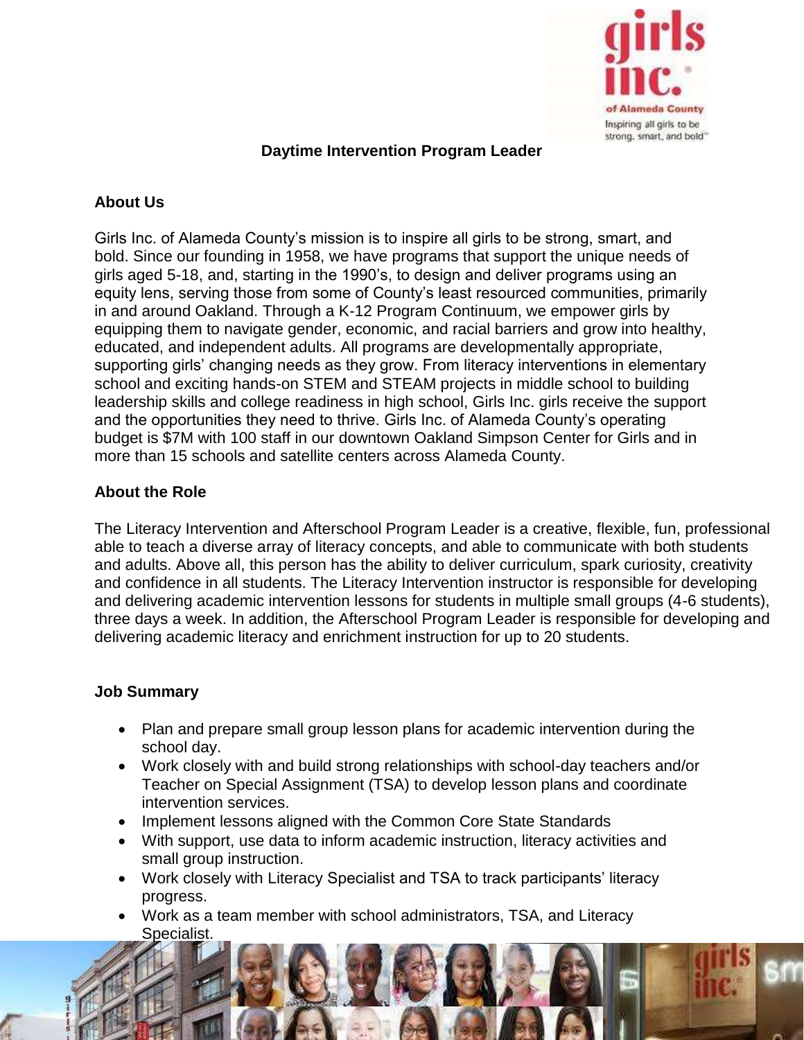# Daytime Intervention Program Leader

## About Us

Girls Inc. of Alameda County's mission is to inspire all girls to be strong, smart, and bold. Since our founding in 1958, we have programs that support the unique needs of girls aged 5-18, and, starting in the 1990's, to design and deliver programs using an equity lens, serving those from some of County's least resourced communities, primarily in and around Oakland. Through a K-12 Program Continuum, we empower girls by equipping them to navigate gender, economic, and racial barriers and grow into healthy, educated, and independent adults. All programs are developmentally appropriate, supporting girls' changing needs as they grow. From literacy interventions in elementary school and exciting hands-on STEM and STEAM projects in middle school to building leadership skills and college readiness in high school, Girls Inc. girls receive the support and the opportunities they need to thrive. Girls Inc. of Alameda County's operating budget is $7M with 100 staff in our downtown Oakland Simpson Center for Girls and in more than 15 schools and satellite centers across Alameda County.

## About the Role

The Literacy Intervention and Afterschool Program Leader is a creative, flexible, fun, professional able to teach a diverse array of literacy concepts, and able to communicate with both students and adults. Above all, this person has the ability to deliver curriculum, spark curiosity, creativity and confidence in all students. The Literacy Intervention instructor is responsible for developing and delivering academic intervention lessons for students in multiple small groups (4-6 students), three days a week. In addition, the Afterschool Program Leader is responsible for developing and delivering academic literacy and enrichment instruction for up to 20 students.

## Job Summary

- Plan and prepare small group lesson plans for academic intervention during the school day.
- Work closely with and build strong relationships with school-day teachers and/or Teacher on Special Assignment (TSA) to develop lesson plans and coordinate intervention services.
- Implement lessons aligned with the Common Core State Standards
- With support, use data to inform academic instruction, literacy activities and small group instruction.
- Work closely with Literacy Specialist and TSA to track participants' literacy progress.
- Work as a team member with school administrators, TSA, and Literacy Specialist.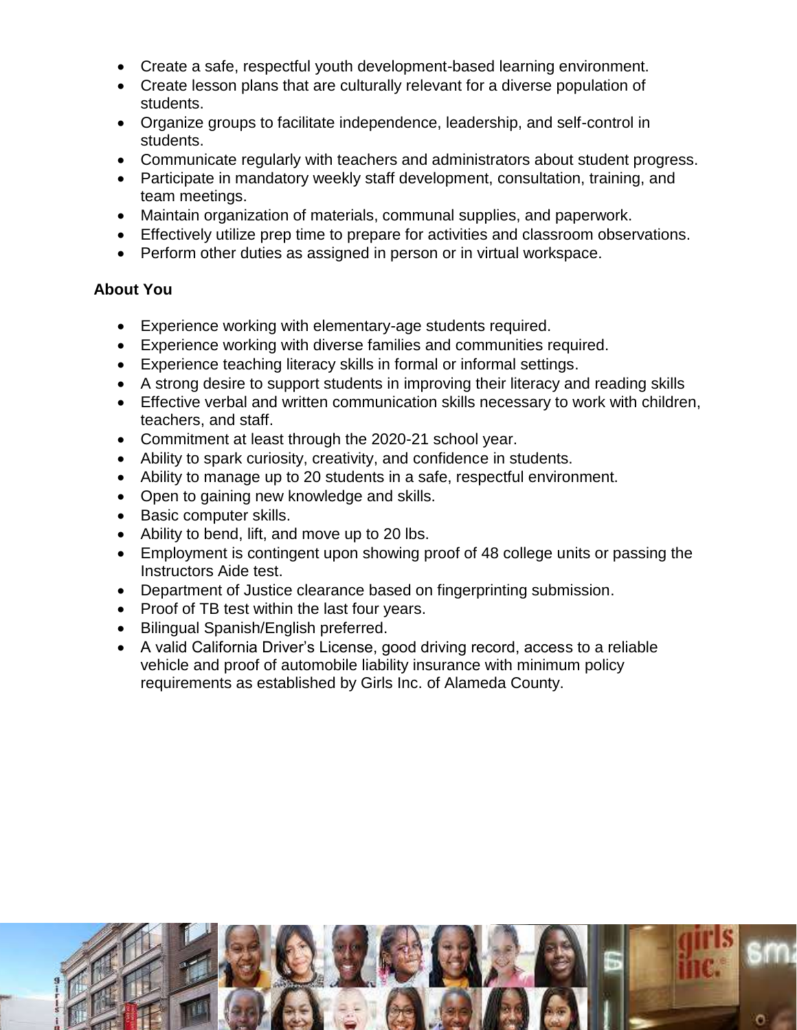- Create a safe, respectful youth development-based learning environment.
- Create lesson plans that are culturally relevant for a diverse population of students.
- Organize groups to facilitate independence, leadership, and self-control in students.
- Communicate regularly with teachers and administrators about student progress.
- Participate in mandatory weekly staff development, consultation, training, and team meetings.
- Maintain organization of materials, communal supplies, and paperwork.
- Effectively utilize prep time to prepare for activities and classroom observations.
- Perform other duties as assigned in person or in virtual workspace.

**About You**

- Experience working with elementary-age students required.
- Experience working with diverse families and communities required.
- Experience teaching literacy skills in formal or informal settings.
- A strong desire to support students in improving their literacy and reading skills
- Effective verbal and written communication skills necessary to work with children, teachers, and staff.
- Commitment at least through the 2020-21 school year.
- Ability to spark curiosity, creativity, and confidence in students.
- Ability to manage up to 20 students in a safe, respectful environment.
- Open to gaining new knowledge and skills.
- Basic computer skills.
- Ability to bend, lift, and move up to 20 lbs.
- Employment is contingent upon showing proof of 48 college units or passing the Instructors Aide test.
- Department of Justice clearance based on fingerprinting submission.
- Proof of TB test within the last four years.
- Bilingual Spanish/English preferred.
- A valid California Driver's License, good driving record, access to a reliable vehicle and proof of automobile liability insurance with minimum policy requirements as established by Girls Inc. of Alameda County.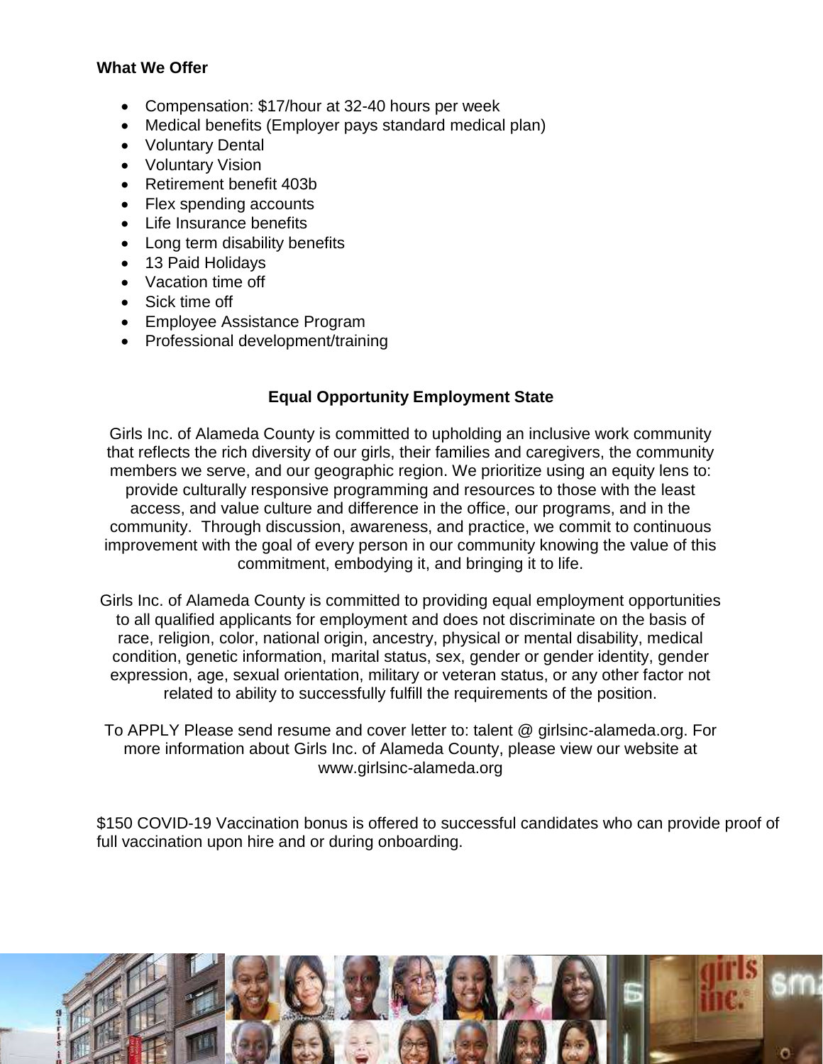**What We Offer**

- Compensation: $17/hour at 32-40 hours per week
- Medical benefits (Employer pays standard medical plan)
- Voluntary Dental
- Voluntary Vision
- Retirement benefit 403b
- Flex spending accounts
- Life Insurance benefits
- Long term disability benefits
- 13 Paid Holidays
- Vacation time off
- Sick time off
- Employee Assistance Program
- Professional development/training

**Equal Opportunity Employment State**

Girls Inc. of Alameda County is committed to upholding an inclusive work community that reflects the rich diversity of our girls, their families and caregivers, the community members we serve, and our geographic region. We prioritize using an equity lens to: provide culturally responsive programming and resources to those with the least access, and value culture and difference in the office, our programs, and in the community. Through discussion, awareness, and practice, we commit to continuous improvement with the goal of every person in our community knowing the value of this commitment, embodying it, and bringing it to life.

Girls Inc. of Alameda County is committed to providing equal employment opportunities to all qualified applicants for employment and does not discriminate on the basis of race, religion, color, national origin, ancestry, physical or mental disability, medical condition, genetic information, marital status, sex, gender or gender identity, gender expression, age, sexual orientation, military or veteran status, or any other factor not related to ability to successfully fulfill the requirements of the position.

To APPLY Please send resume and cover letter to: talent @ girlsinc-alameda.org. For more information about Girls Inc. of Alameda County, please view our website at www.girlsinc-alameda.org

$150 COVID-19 Vaccination bonus is offered to successful candidates who can provide proof of full vaccination upon hire and or during onboarding.